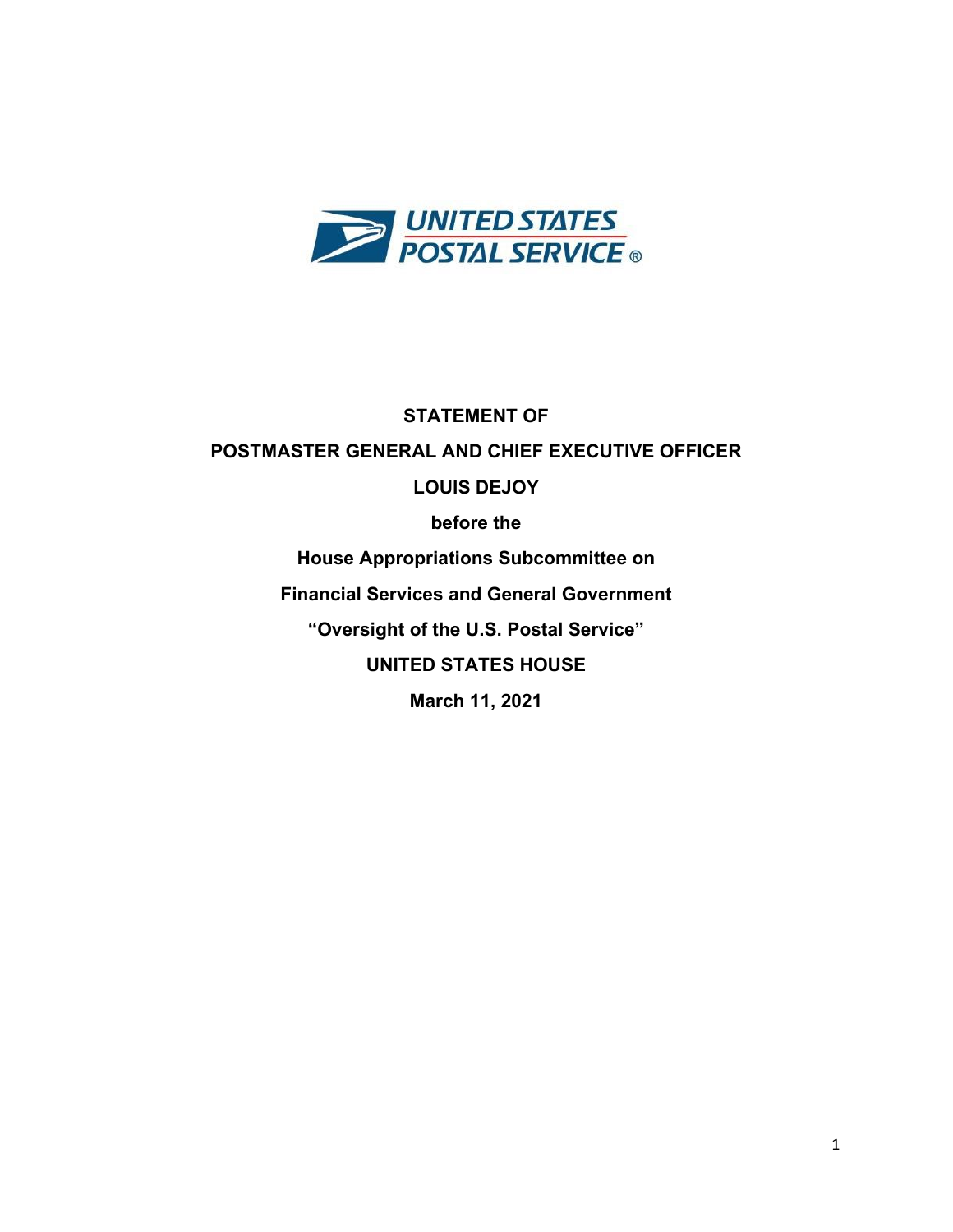UNITED STATES POSTAL SERVICE ®

**STATEMENT OF**

**POSTMASTER GENERAL AND CHIEF EXECUTIVE OFFICER**

**LOUIS DEJOY**

**before the**

**House Appropriations Subcommittee on**

**Financial Services and General Government**

**"Oversight of the U.S. Postal Service"**

**UNITED STATES HOUSE**

**March 11, 2021**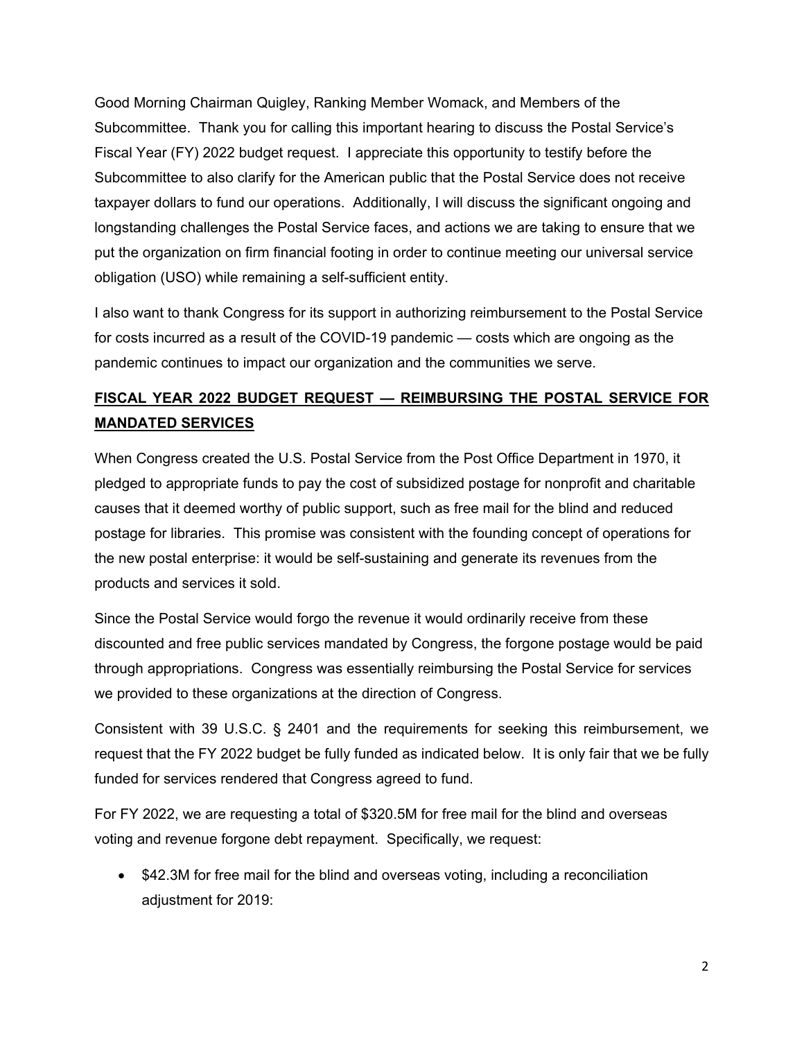Good Morning Chairman Quigley, Ranking Member Womack, and Members of the Subcommittee. Thank you for calling this important hearing to discuss the Postal Service's Fiscal Year (FY) 2022 budget request. I appreciate this opportunity to testify before the Subcommittee to also clarify for the American public that the Postal Service does not receive taxpayer dollars to fund our operations. Additionally, I will discuss the significant ongoing and longstanding challenges the Postal Service faces, and actions we are taking to ensure that we put the organization on firm financial footing in order to continue meeting our universal service obligation (USO) while remaining a self-sufficient entity.

I also want to thank Congress for its support in authorizing reimbursement to the Postal Service for costs incurred as a result of the COVID-19 pandemic — costs which are ongoing as the pandemic continues to impact our organization and the communities we serve.

## **FISCAL YEAR 2022 BUDGET REQUEST — REIMBURSING THE POSTAL SERVICE FOR MANDATED SERVICES**

When Congress created the U.S. Postal Service from the Post Office Department in 1970, it pledged to appropriate funds to pay the cost of subsidized postage for nonprofit and charitable causes that it deemed worthy of public support, such as free mail for the blind and reduced postage for libraries. This promise was consistent with the founding concept of operations for the new postal enterprise: it would be self-sustaining and generate its revenues from the products and services it sold.

Since the Postal Service would forgo the revenue it would ordinarily receive from these discounted and free public services mandated by Congress, the forgone postage would be paid through appropriations. Congress was essentially reimbursing the Postal Service for services we provided to these organizations at the direction of Congress.

Consistent with 39 U.S.C. § 2401 and the requirements for seeking this reimbursement, we request that the FY 2022 budget be fully funded as indicated below. It is only fair that we be fully funded for services rendered that Congress agreed to fund.

For FY 2022, we are requesting a total of $320.5M for free mail for the blind and overseas voting and revenue forgone debt repayment. Specifically, we request:

- $42.3M for free mail for the blind and overseas voting, including a reconciliation adjustment for 2019: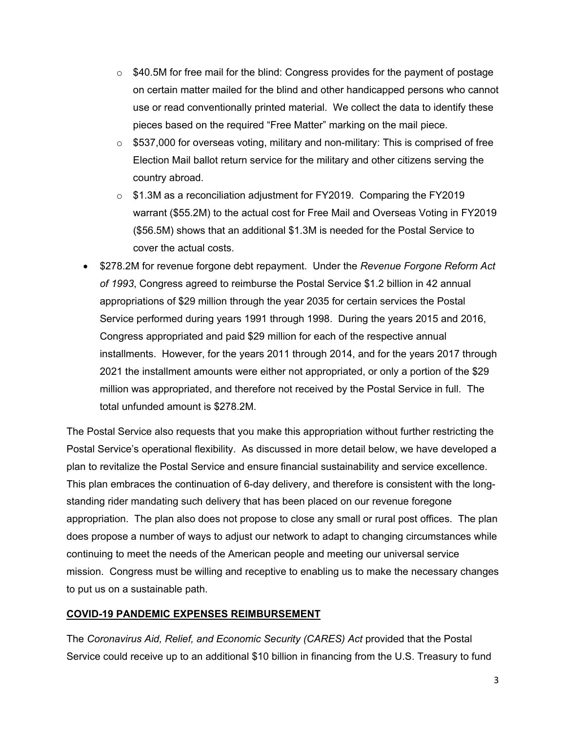- $40.5M for free mail for the blind: Congress provides for the payment of postage on certain matter mailed for the blind and other handicapped persons who cannot use or read conventionally printed material. We collect the data to identify these pieces based on the required "Free Matter" marking on the mail piece.
  - $537,000 for overseas voting, military and non-military: This is comprised of free Election Mail ballot return service for the military and other citizens serving the country abroad.
  - $1.3M as a reconciliation adjustment for FY2019. Comparing the FY2019 warrant ($55.2M) to the actual cost for Free Mail and Overseas Voting in FY2019 ($56.5M) shows that an additional $1.3M is needed for the Postal Service to cover the actual costs.
- $278.2M for revenue forgone debt repayment. Under the *Revenue Forgone Reform Act of 1993*, Congress agreed to reimburse the Postal Service $1.2 billion in 42 annual appropriations of $29 million through the year 2035 for certain services the Postal Service performed during years 1991 through 1998. During the years 2015 and 2016, Congress appropriated and paid $29 million for each of the respective annual installments. However, for the years 2011 through 2014, and for the years 2017 through 2021 the installment amounts were either not appropriated, or only a portion of the $29 million was appropriated, and therefore not received by the Postal Service in full. The total unfunded amount is $278.2M.

The Postal Service also requests that you make this appropriation without further restricting the Postal Service's operational flexibility. As discussed in more detail below, we have developed a plan to revitalize the Postal Service and ensure financial sustainability and service excellence. This plan embraces the continuation of 6-day delivery, and therefore is consistent with the long-standing rider mandating such delivery that has been placed on our revenue foregone appropriation. The plan also does not propose to close any small or rural post offices. The plan does propose a number of ways to adjust our network to adapt to changing circumstances while continuing to meet the needs of the American people and meeting our universal service mission. Congress must be willing and receptive to enabling us to make the necessary changes to put us on a sustainable path.

## COVID-19 PANDEMIC EXPENSES REIMBURSEMENT

The *Coronavirus Aid, Relief, and Economic Security (CARES) Act* provided that the Postal Service could receive up to an additional $10 billion in financing from the U.S. Treasury to fund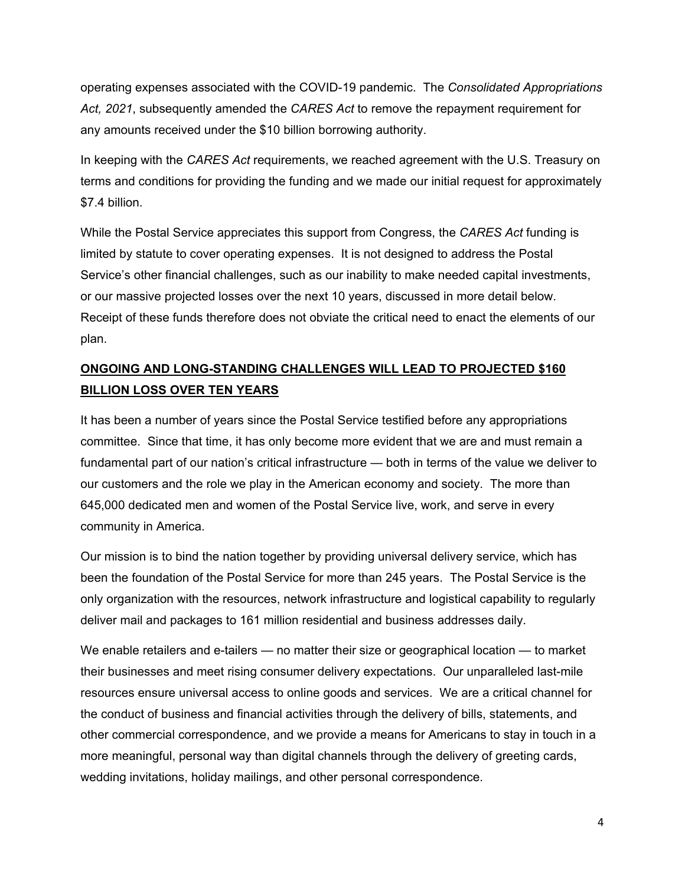operating expenses associated with the COVID-19 pandemic. The *Consolidated Appropriations Act, 2021*, subsequently amended the *CARES Act* to remove the repayment requirement for any amounts received under the $10 billion borrowing authority.

In keeping with the *CARES Act* requirements, we reached agreement with the U.S. Treasury on terms and conditions for providing the funding and we made our initial request for approximately $7.4 billion.

While the Postal Service appreciates this support from Congress, the *CARES Act* funding is limited by statute to cover operating expenses. It is not designed to address the Postal Service's other financial challenges, such as our inability to make needed capital investments, or our massive projected losses over the next 10 years, discussed in more detail below. Receipt of these funds therefore does not obviate the critical need to enact the elements of our plan.

## **ONGOING AND LONG-STANDING CHALLENGES WILL LEAD TO PROJECTED $160 BILLION LOSS OVER TEN YEARS**

It has been a number of years since the Postal Service testified before any appropriations committee. Since that time, it has only become more evident that we are and must remain a fundamental part of our nation's critical infrastructure — both in terms of the value we deliver to our customers and the role we play in the American economy and society. The more than 645,000 dedicated men and women of the Postal Service live, work, and serve in every community in America.

Our mission is to bind the nation together by providing universal delivery service, which has been the foundation of the Postal Service for more than 245 years. The Postal Service is the only organization with the resources, network infrastructure and logistical capability to regularly deliver mail and packages to 161 million residential and business addresses daily.

We enable retailers and e-tailers — no matter their size or geographical location — to market their businesses and meet rising consumer delivery expectations. Our unparalleled last-mile resources ensure universal access to online goods and services. We are a critical channel for the conduct of business and financial activities through the delivery of bills, statements, and other commercial correspondence, and we provide a means for Americans to stay in touch in a more meaningful, personal way than digital channels through the delivery of greeting cards, wedding invitations, holiday mailings, and other personal correspondence.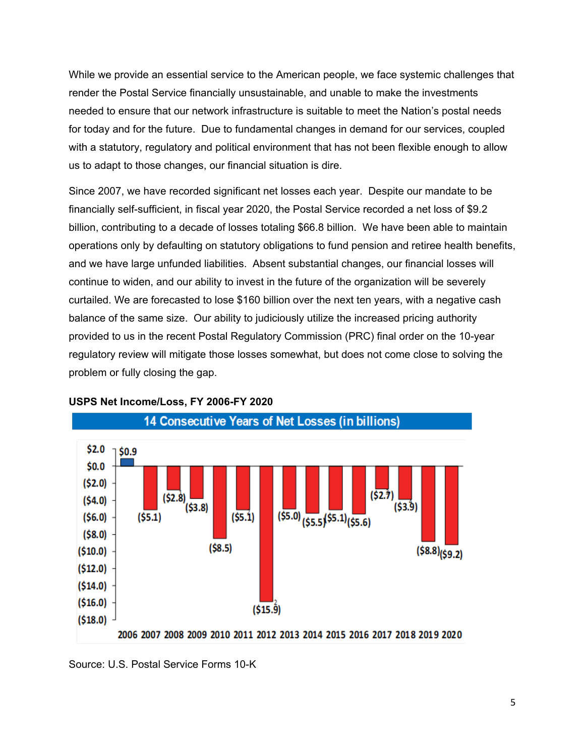While we provide an essential service to the American people, we face systemic challenges that render the Postal Service financially unsustainable, and unable to make the investments needed to ensure that our network infrastructure is suitable to meet the Nation's postal needs for today and for the future. Due to fundamental changes in demand for our services, coupled with a statutory, regulatory and political environment that has not been flexible enough to allow us to adapt to those changes, our financial situation is dire.

Since 2007, we have recorded significant net losses each year. Despite our mandate to be financially self-sufficient, in fiscal year 2020, the Postal Service recorded a net loss of $9.2 billion, contributing to a decade of losses totaling $66.8 billion. We have been able to maintain operations only by defaulting on statutory obligations to fund pension and retiree health benefits, and we have large unfunded liabilities. Absent substantial changes, our financial losses will continue to widen, and our ability to invest in the future of the organization will be severely curtailed. We are forecasted to lose $160 billion over the next ten years, with a negative cash balance of the same size. Our ability to judiciously utilize the increased pricing authority provided to us in the recent Postal Regulatory Commission (PRC) final order on the 10-year regulatory review will mitigate those losses somewhat, but does not come close to solving the problem or fully closing the gap.

**USPS Net Income/Loss, FY 2006-FY 2020**

14 Consecutive Years of Net Losses (in billions)

| Year | Net Income/Loss |
|---|---|
| 2006 | $0.9 |
| 2007 | ($5.1) |
| 2008 | ($2.8) |
| 2009 | ($3.8) |
| 2010 | ($8.5) |
| 2011 | ($5.1) |
| 2012 | ($15.9) |
| 2013 | ($5.0) |
| 2014 | ($5.5) |
| 2015 | ($5.1) |
| 2016 | ($5.6) |
| 2017 | ($2.7) |
| 2018 | ($3.9) |
| 2019 | ($8.8) |
| 2020 | ($9.2) |

Source: U.S. Postal Service Forms 10-K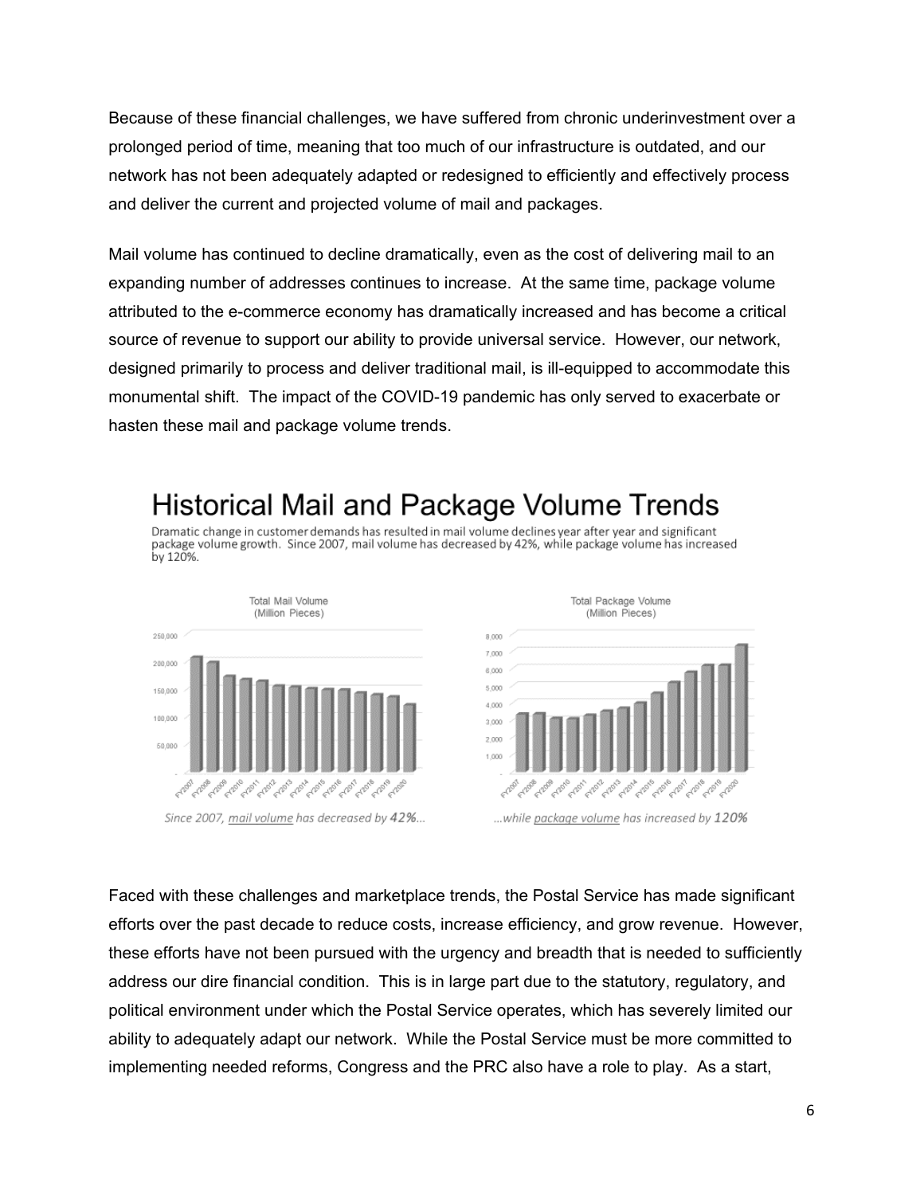Because of these financial challenges, we have suffered from chronic underinvestment over a prolonged period of time, meaning that too much of our infrastructure is outdated, and our network has not been adequately adapted or redesigned to efficiently and effectively process and deliver the current and projected volume of mail and packages.

Mail volume has continued to decline dramatically, even as the cost of delivering mail to an expanding number of addresses continues to increase. At the same time, package volume attributed to the e-commerce economy has dramatically increased and has become a critical source of revenue to support our ability to provide universal service. However, our network, designed primarily to process and deliver traditional mail, is ill-equipped to accommodate this monumental shift. The impact of the COVID-19 pandemic has only served to exacerbate or hasten these mail and package volume trends.

# Historical Mail and Package Volume Trends

Dramatic change in customer demands has resulted in mail volume declines year after year and significant package volume growth. Since 2007, mail volume has decreased by 42%, while package volume has increased by 120%.

Total Mail Volume (Million Pieces)

*Since 2007, mail volume has decreased by **42%**...*

Total Package Volume (Million Pieces)

*...while package volume has increased by **120%***

Faced with these challenges and marketplace trends, the Postal Service has made significant efforts over the past decade to reduce costs, increase efficiency, and grow revenue. However, these efforts have not been pursued with the urgency and breadth that is needed to sufficiently address our dire financial condition. This is in large part due to the statutory, regulatory, and political environment under which the Postal Service operates, which has severely limited our ability to adequately adapt our network. While the Postal Service must be more committed to implementing needed reforms, Congress and the PRC also have a role to play. As a start,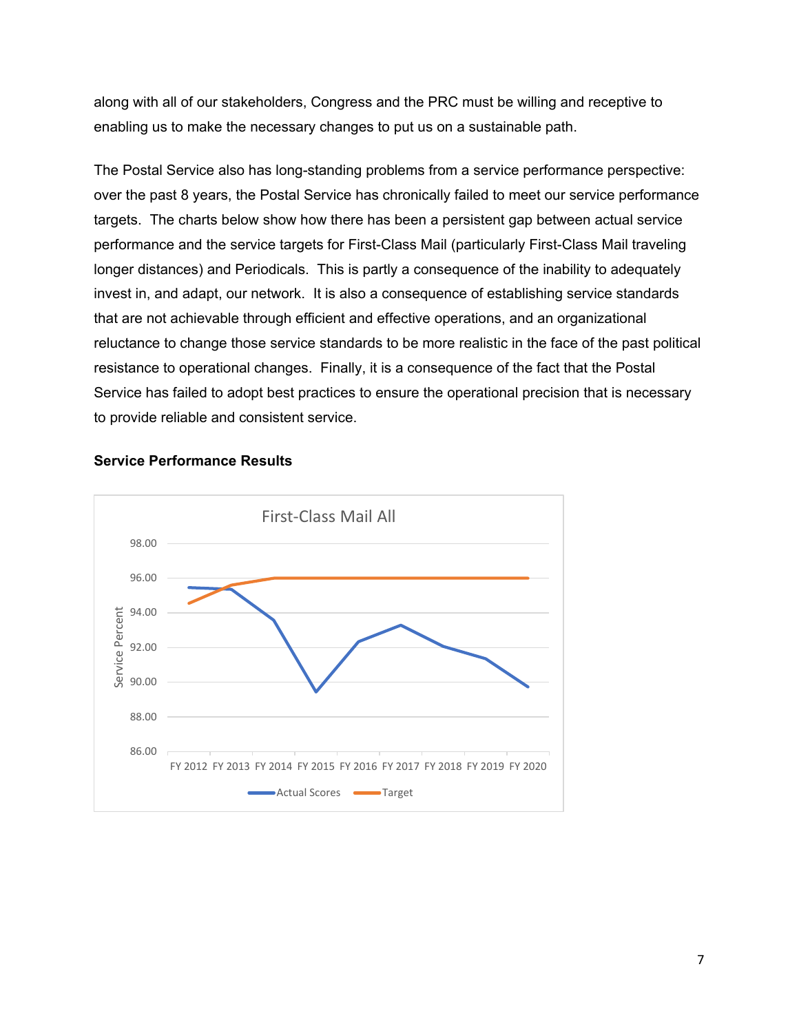along with all of our stakeholders, Congress and the PRC must be willing and receptive to enabling us to make the necessary changes to put us on a sustainable path.

The Postal Service also has long-standing problems from a service performance perspective: over the past 8 years, the Postal Service has chronically failed to meet our service performance targets. The charts below show how there has been a persistent gap between actual service performance and the service targets for First-Class Mail (particularly First-Class Mail traveling longer distances) and Periodicals. This is partly a consequence of the inability to adequately invest in, and adapt, our network. It is also a consequence of establishing service standards that are not achievable through efficient and effective operations, and an organizational reluctance to change those service standards to be more realistic in the face of the past political resistance to operational changes. Finally, it is a consequence of the fact that the Postal Service has failed to adopt best practices to ensure the operational precision that is necessary to provide reliable and consistent service.

**Service Performance Results**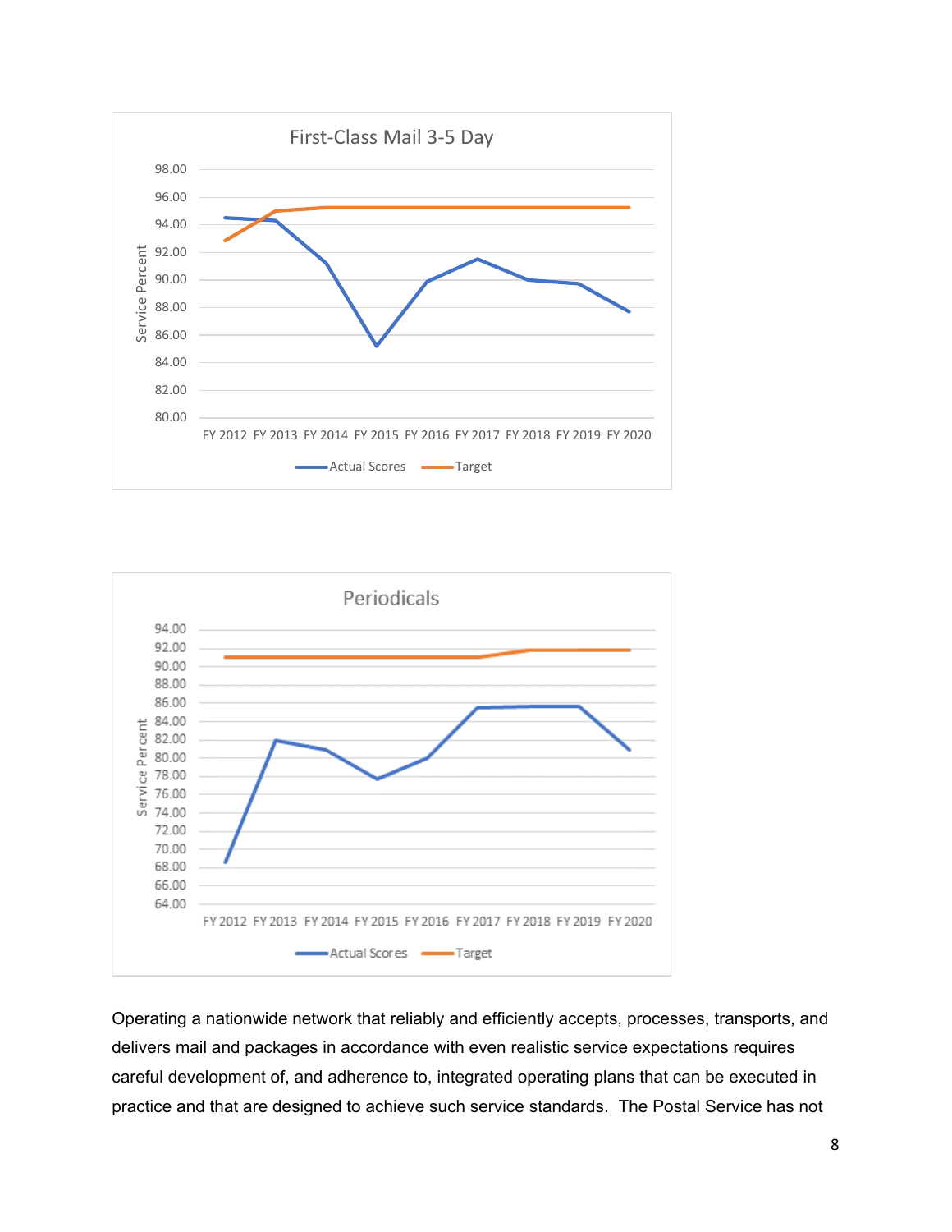First-Class Mail 3-5 Day

Periodicals

Operating a nationwide network that reliably and efficiently accepts, processes, transports, and delivers mail and packages in accordance with even realistic service expectations requires careful development of, and adherence to, integrated operating plans that can be executed in practice and that are designed to achieve such service standards. The Postal Service has not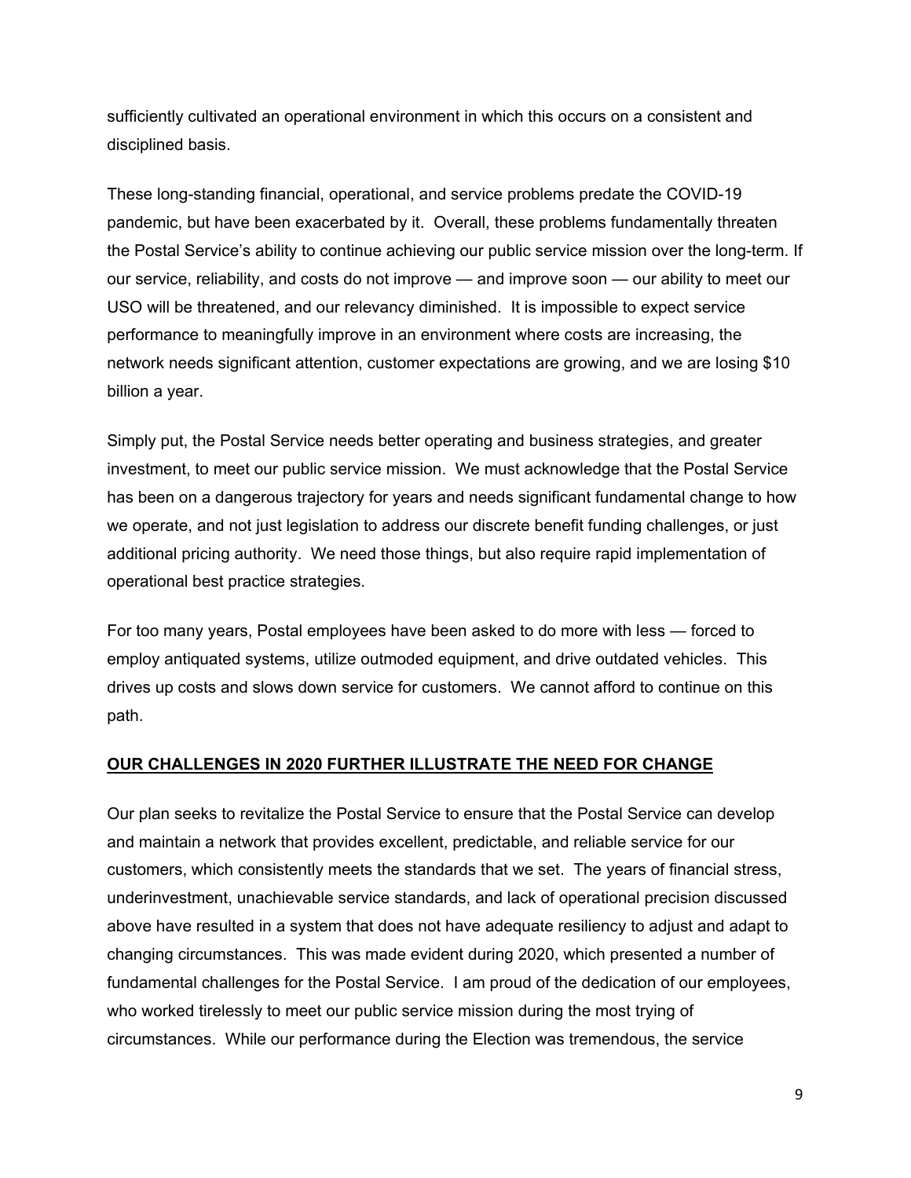sufficiently cultivated an operational environment in which this occurs on a consistent and disciplined basis.

These long-standing financial, operational, and service problems predate the COVID-19 pandemic, but have been exacerbated by it. Overall, these problems fundamentally threaten the Postal Service's ability to continue achieving our public service mission over the long-term. If our service, reliability, and costs do not improve — and improve soon — our ability to meet our USO will be threatened, and our relevancy diminished. It is impossible to expect service performance to meaningfully improve in an environment where costs are increasing, the network needs significant attention, customer expectations are growing, and we are losing $10 billion a year.

Simply put, the Postal Service needs better operating and business strategies, and greater investment, to meet our public service mission. We must acknowledge that the Postal Service has been on a dangerous trajectory for years and needs significant fundamental change to how we operate, and not just legislation to address our discrete benefit funding challenges, or just additional pricing authority. We need those things, but also require rapid implementation of operational best practice strategies.

For too many years, Postal employees have been asked to do more with less — forced to employ antiquated systems, utilize outmoded equipment, and drive outdated vehicles. This drives up costs and slows down service for customers. We cannot afford to continue on this path.

## OUR CHALLENGES IN 2020 FURTHER ILLUSTRATE THE NEED FOR CHANGE

Our plan seeks to revitalize the Postal Service to ensure that the Postal Service can develop and maintain a network that provides excellent, predictable, and reliable service for our customers, which consistently meets the standards that we set. The years of financial stress, underinvestment, unachievable service standards, and lack of operational precision discussed above have resulted in a system that does not have adequate resiliency to adjust and adapt to changing circumstances. This was made evident during 2020, which presented a number of fundamental challenges for the Postal Service. I am proud of the dedication of our employees, who worked tirelessly to meet our public service mission during the most trying of circumstances. While our performance during the Election was tremendous, the service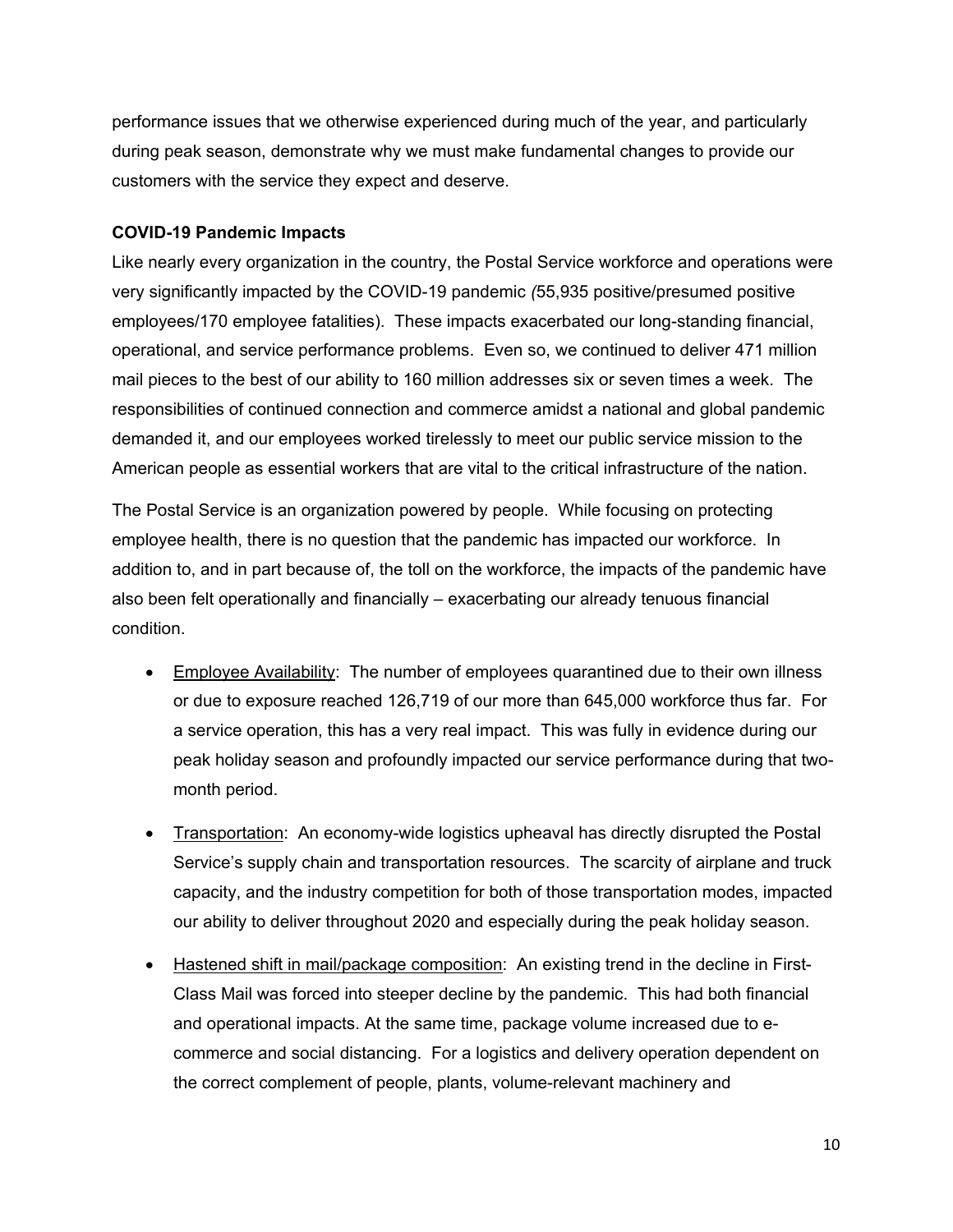performance issues that we otherwise experienced during much of the year, and particularly during peak season, demonstrate why we must make fundamental changes to provide our customers with the service they expect and deserve.

**COVID-19 Pandemic Impacts**

Like nearly every organization in the country, the Postal Service workforce and operations were very significantly impacted by the COVID-19 pandemic *(*55,935 positive/presumed positive employees/170 employee fatalities). These impacts exacerbated our long-standing financial, operational, and service performance problems. Even so, we continued to deliver 471 million mail pieces to the best of our ability to 160 million addresses six or seven times a week. The responsibilities of continued connection and commerce amidst a national and global pandemic demanded it, and our employees worked tirelessly to meet our public service mission to the American people as essential workers that are vital to the critical infrastructure of the nation.

The Postal Service is an organization powered by people. While focusing on protecting employee health, there is no question that the pandemic has impacted our workforce. In addition to, and in part because of, the toll on the workforce, the impacts of the pandemic have also been felt operationally and financially – exacerbating our already tenuous financial condition.

- <u>Employee Availability</u>: The number of employees quarantined due to their own illness or due to exposure reached 126,719 of our more than 645,000 workforce thus far. For a service operation, this has a very real impact. This was fully in evidence during our peak holiday season and profoundly impacted our service performance during that two-month period.
- <u>Transportation</u>: An economy-wide logistics upheaval has directly disrupted the Postal Service's supply chain and transportation resources. The scarcity of airplane and truck capacity, and the industry competition for both of those transportation modes, impacted our ability to deliver throughout 2020 and especially during the peak holiday season.
- <u>Hastened shift in mail/package composition</u>: An existing trend in the decline in First-Class Mail was forced into steeper decline by the pandemic. This had both financial and operational impacts. At the same time, package volume increased due to e-commerce and social distancing. For a logistics and delivery operation dependent on the correct complement of people, plants, volume-relevant machinery and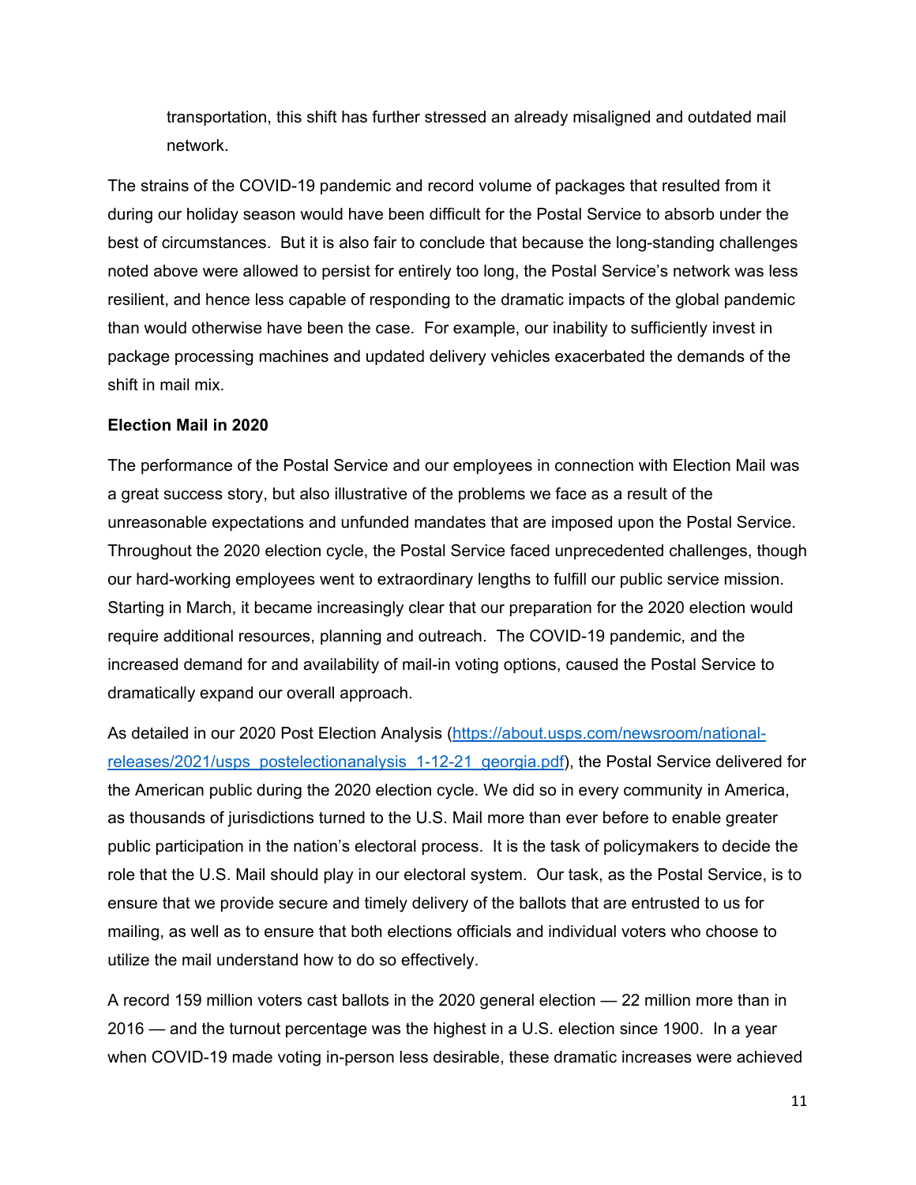transportation, this shift has further stressed an already misaligned and outdated mail network.

The strains of the COVID-19 pandemic and record volume of packages that resulted from it during our holiday season would have been difficult for the Postal Service to absorb under the best of circumstances. But it is also fair to conclude that because the long-standing challenges noted above were allowed to persist for entirely too long, the Postal Service's network was less resilient, and hence less capable of responding to the dramatic impacts of the global pandemic than would otherwise have been the case. For example, our inability to sufficiently invest in package processing machines and updated delivery vehicles exacerbated the demands of the shift in mail mix.

**Election Mail in 2020**

The performance of the Postal Service and our employees in connection with Election Mail was a great success story, but also illustrative of the problems we face as a result of the unreasonable expectations and unfunded mandates that are imposed upon the Postal Service. Throughout the 2020 election cycle, the Postal Service faced unprecedented challenges, though our hard-working employees went to extraordinary lengths to fulfill our public service mission. Starting in March, it became increasingly clear that our preparation for the 2020 election would require additional resources, planning and outreach. The COVID-19 pandemic, and the increased demand for and availability of mail-in voting options, caused the Postal Service to dramatically expand our overall approach.

As detailed in our 2020 Post Election Analysis ([https://about.usps.com/newsroom/national-releases/2021/usps_postelectionanalysis_1-12-21_georgia.pdf](https://about.usps.com/newsroom/national-releases/2021/usps_postelectionanalysis_1-12-21_georgia.pdf)), the Postal Service delivered for the American public during the 2020 election cycle. We did so in every community in America, as thousands of jurisdictions turned to the U.S. Mail more than ever before to enable greater public participation in the nation's electoral process. It is the task of policymakers to decide the role that the U.S. Mail should play in our electoral system. Our task, as the Postal Service, is to ensure that we provide secure and timely delivery of the ballots that are entrusted to us for mailing, as well as to ensure that both elections officials and individual voters who choose to utilize the mail understand how to do so effectively.

A record 159 million voters cast ballots in the 2020 general election — 22 million more than in 2016 — and the turnout percentage was the highest in a U.S. election since 1900. In a year when COVID-19 made voting in-person less desirable, these dramatic increases were achieved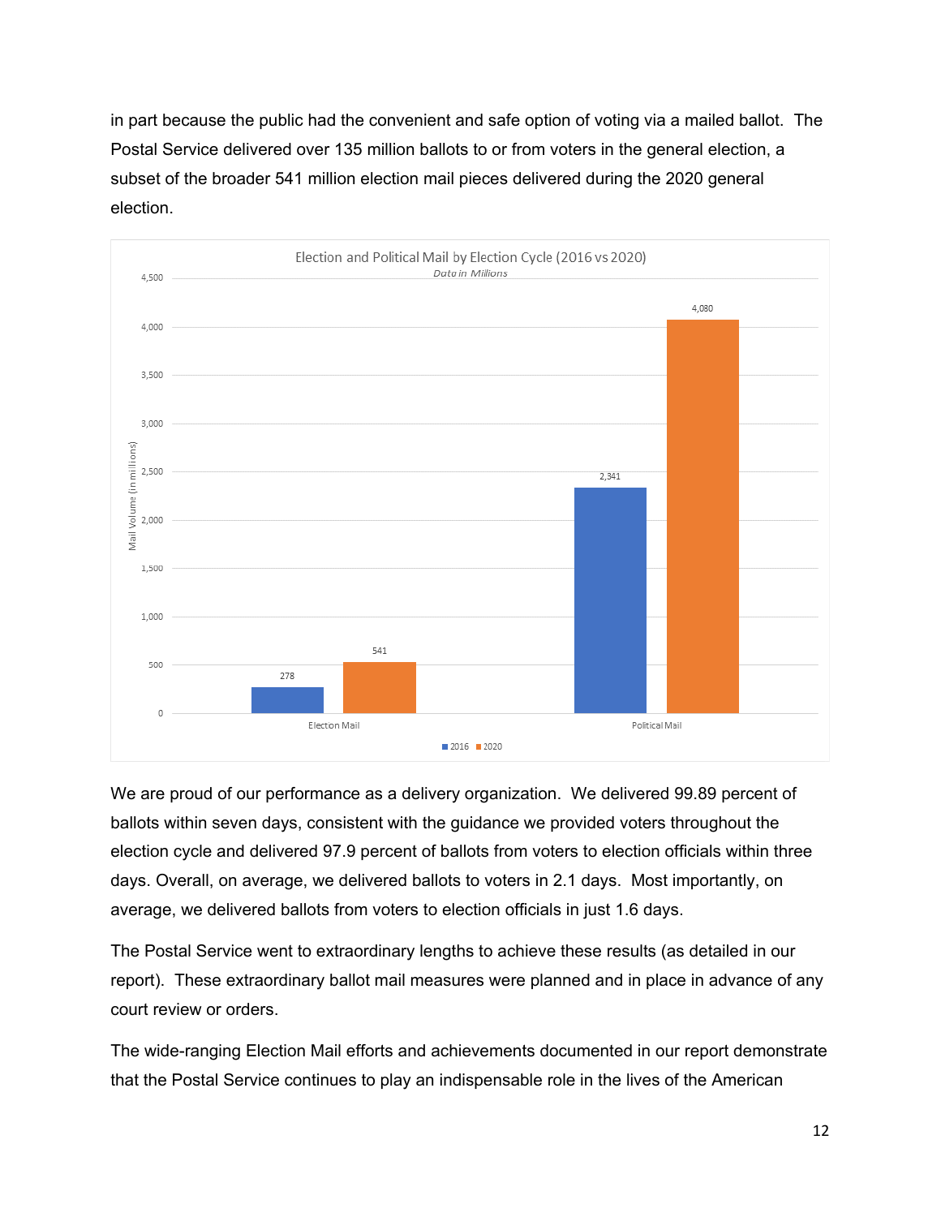in part because the public had the convenient and safe option of voting via a mailed ballot. The Postal Service delivered over 135 million ballots to or from voters in the general election, a subset of the broader 541 million election mail pieces delivered during the 2020 general election.

Election and Political Mail by Election Cycle (2016 vs 2020)

*Data in Millions*

| Mail Volume (in millions) | 2016 | 2020 |
|---|---|---|
| Election Mail | 278 | 541 |
| Political Mail | 2,341 | 4,080 |

We are proud of our performance as a delivery organization. We delivered 99.89 percent of ballots within seven days, consistent with the guidance we provided voters throughout the election cycle and delivered 97.9 percent of ballots from voters to election officials within three days. Overall, on average, we delivered ballots to voters in 2.1 days. Most importantly, on average, we delivered ballots from voters to election officials in just 1.6 days.

The Postal Service went to extraordinary lengths to achieve these results (as detailed in our report). These extraordinary ballot mail measures were planned and in place in advance of any court review or orders.

The wide-ranging Election Mail efforts and achievements documented in our report demonstrate that the Postal Service continues to play an indispensable role in the lives of the American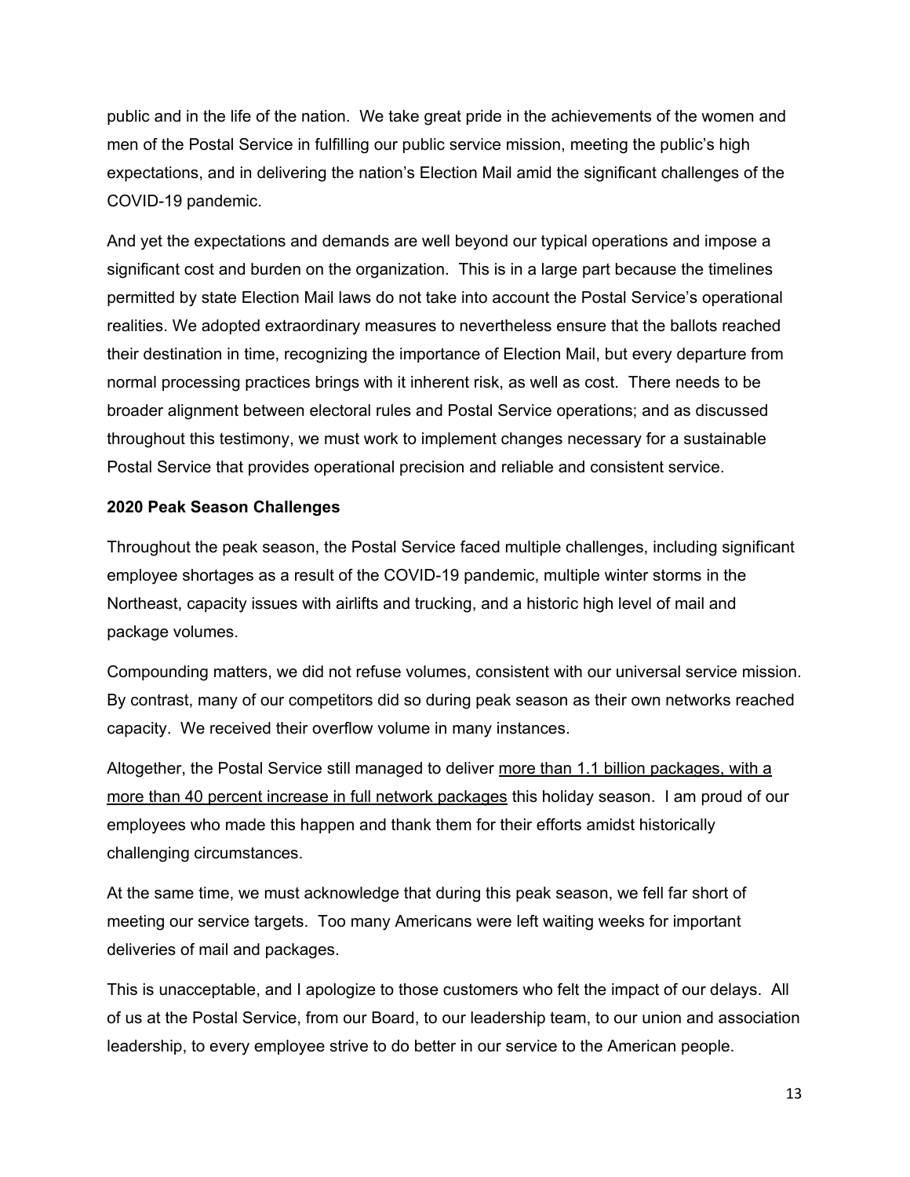public and in the life of the nation. We take great pride in the achievements of the women and men of the Postal Service in fulfilling our public service mission, meeting the public's high expectations, and in delivering the nation's Election Mail amid the significant challenges of the COVID-19 pandemic.

And yet the expectations and demands are well beyond our typical operations and impose a significant cost and burden on the organization. This is in a large part because the timelines permitted by state Election Mail laws do not take into account the Postal Service's operational realities. We adopted extraordinary measures to nevertheless ensure that the ballots reached their destination in time, recognizing the importance of Election Mail, but every departure from normal processing practices brings with it inherent risk, as well as cost. There needs to be broader alignment between electoral rules and Postal Service operations; and as discussed throughout this testimony, we must work to implement changes necessary for a sustainable Postal Service that provides operational precision and reliable and consistent service.

**2020 Peak Season Challenges**

Throughout the peak season, the Postal Service faced multiple challenges, including significant employee shortages as a result of the COVID-19 pandemic, multiple winter storms in the Northeast, capacity issues with airlifts and trucking, and a historic high level of mail and package volumes.

Compounding matters, we did not refuse volumes, consistent with our universal service mission. By contrast, many of our competitors did so during peak season as their own networks reached capacity. We received their overflow volume in many instances.

Altogether, the Postal Service still managed to deliver more than 1.1 billion packages, with a more than 40 percent increase in full network packages this holiday season. I am proud of our employees who made this happen and thank them for their efforts amidst historically challenging circumstances.

At the same time, we must acknowledge that during this peak season, we fell far short of meeting our service targets. Too many Americans were left waiting weeks for important deliveries of mail and packages.

This is unacceptable, and I apologize to those customers who felt the impact of our delays. All of us at the Postal Service, from our Board, to our leadership team, to our union and association leadership, to every employee strive to do better in our service to the American people.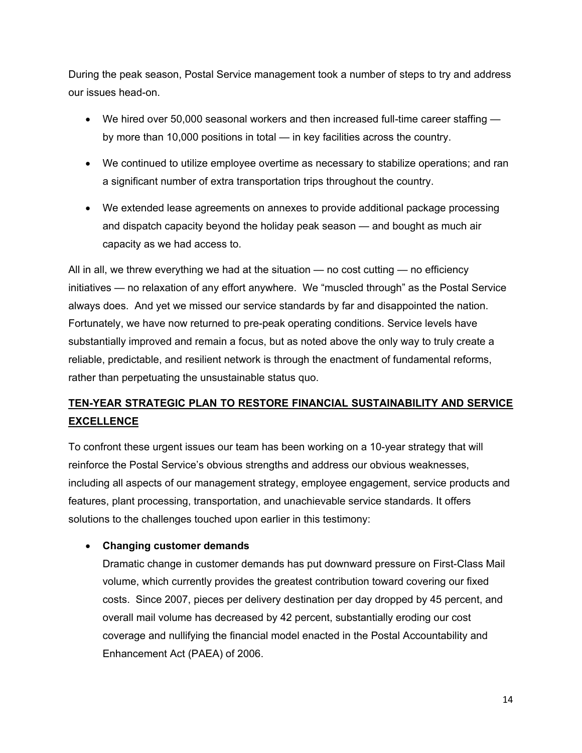During the peak season, Postal Service management took a number of steps to try and address our issues head-on.

- We hired over 50,000 seasonal workers and then increased full-time career staffing — by more than 10,000 positions in total — in key facilities across the country.
- We continued to utilize employee overtime as necessary to stabilize operations; and ran a significant number of extra transportation trips throughout the country.
- We extended lease agreements on annexes to provide additional package processing and dispatch capacity beyond the holiday peak season — and bought as much air capacity as we had access to.

All in all, we threw everything we had at the situation — no cost cutting — no efficiency initiatives — no relaxation of any effort anywhere. We "muscled through" as the Postal Service always does. And yet we missed our service standards by far and disappointed the nation. Fortunately, we have now returned to pre-peak operating conditions. Service levels have substantially improved and remain a focus, but as noted above the only way to truly create a reliable, predictable, and resilient network is through the enactment of fundamental reforms, rather than perpetuating the unsustainable status quo.

## **TEN-YEAR STRATEGIC PLAN TO RESTORE FINANCIAL SUSTAINABILITY AND SERVICE EXCELLENCE**

To confront these urgent issues our team has been working on a 10-year strategy that will reinforce the Postal Service's obvious strengths and address our obvious weaknesses, including all aspects of our management strategy, employee engagement, service products and features, plant processing, transportation, and unachievable service standards. It offers solutions to the challenges touched upon earlier in this testimony:

- **Changing customer demands**
  Dramatic change in customer demands has put downward pressure on First-Class Mail volume, which currently provides the greatest contribution toward covering our fixed costs. Since 2007, pieces per delivery destination per day dropped by 45 percent, and overall mail volume has decreased by 42 percent, substantially eroding our cost coverage and nullifying the financial model enacted in the Postal Accountability and Enhancement Act (PAEA) of 2006.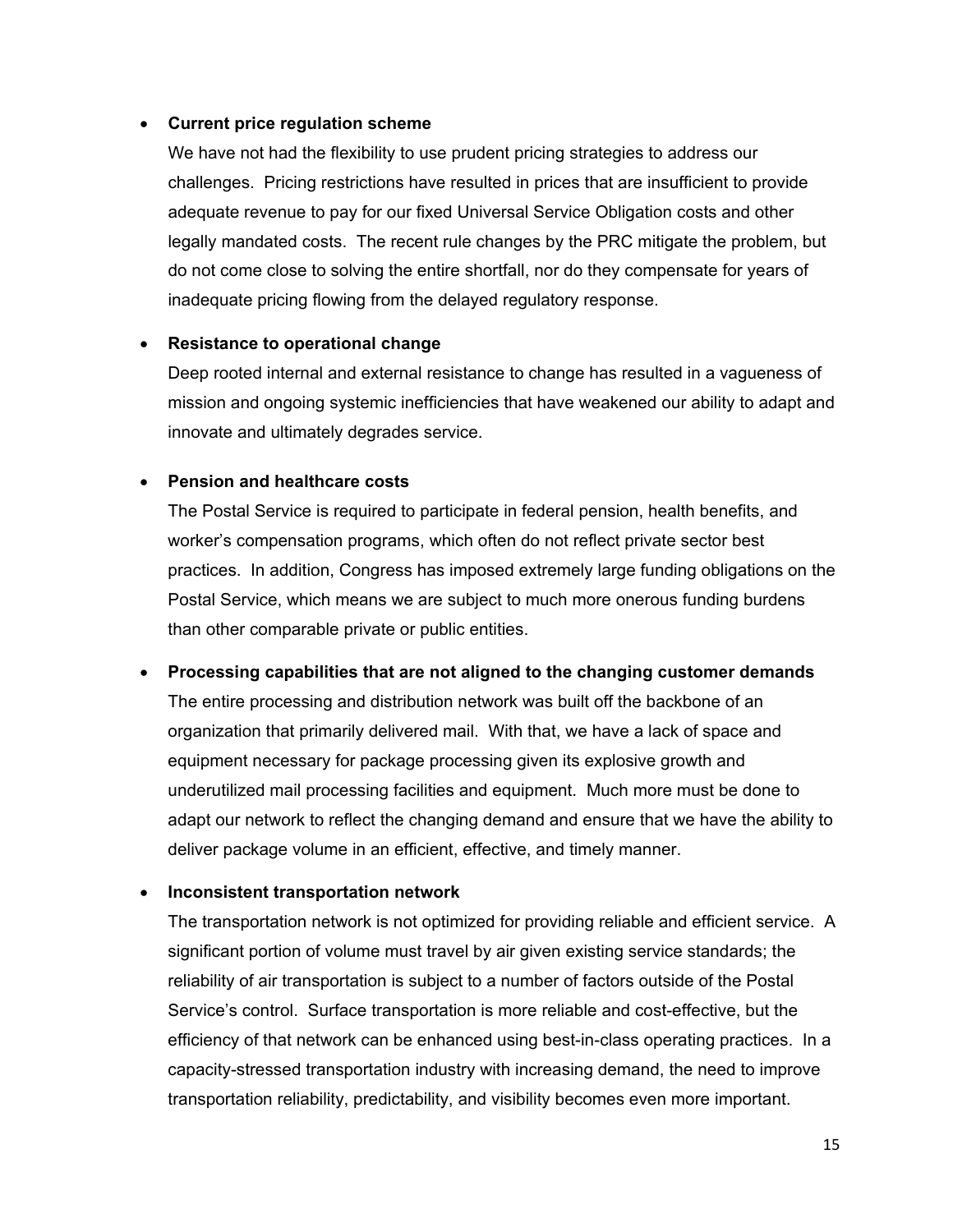- **Current price regulation scheme**

  We have not had the flexibility to use prudent pricing strategies to address our challenges. Pricing restrictions have resulted in prices that are insufficient to provide adequate revenue to pay for our fixed Universal Service Obligation costs and other legally mandated costs. The recent rule changes by the PRC mitigate the problem, but do not come close to solving the entire shortfall, nor do they compensate for years of inadequate pricing flowing from the delayed regulatory response.

- **Resistance to operational change**

  Deep rooted internal and external resistance to change has resulted in a vagueness of mission and ongoing systemic inefficiencies that have weakened our ability to adapt and innovate and ultimately degrades service.

- **Pension and healthcare costs**

  The Postal Service is required to participate in federal pension, health benefits, and worker's compensation programs, which often do not reflect private sector best practices. In addition, Congress has imposed extremely large funding obligations on the Postal Service, which means we are subject to much more onerous funding burdens than other comparable private or public entities.

- **Processing capabilities that are not aligned to the changing customer demands**

  The entire processing and distribution network was built off the backbone of an organization that primarily delivered mail. With that, we have a lack of space and equipment necessary for package processing given its explosive growth and underutilized mail processing facilities and equipment. Much more must be done to adapt our network to reflect the changing demand and ensure that we have the ability to deliver package volume in an efficient, effective, and timely manner.

- **Inconsistent transportation network**

  The transportation network is not optimized for providing reliable and efficient service. A significant portion of volume must travel by air given existing service standards; the reliability of air transportation is subject to a number of factors outside of the Postal Service's control. Surface transportation is more reliable and cost-effective, but the efficiency of that network can be enhanced using best-in-class operating practices. In a capacity-stressed transportation industry with increasing demand, the need to improve transportation reliability, predictability, and visibility becomes even more important.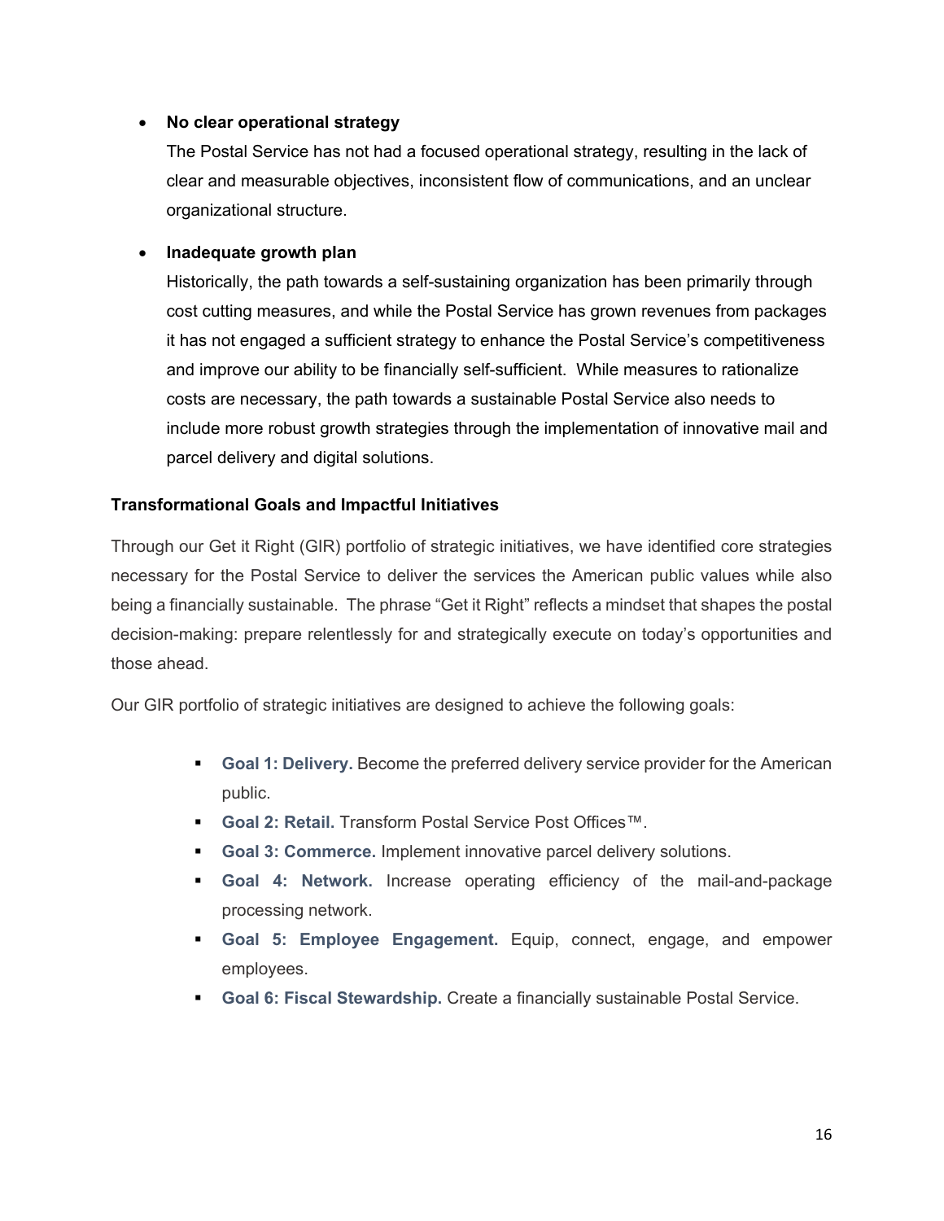- **No clear operational strategy**

  The Postal Service has not had a focused operational strategy, resulting in the lack of clear and measurable objectives, inconsistent flow of communications, and an unclear organizational structure.

- **Inadequate growth plan**

  Historically, the path towards a self-sustaining organization has been primarily through cost cutting measures, and while the Postal Service has grown revenues from packages it has not engaged a sufficient strategy to enhance the Postal Service's competitiveness and improve our ability to be financially self-sufficient. While measures to rationalize costs are necessary, the path towards a sustainable Postal Service also needs to include more robust growth strategies through the implementation of innovative mail and parcel delivery and digital solutions.

**Transformational Goals and Impactful Initiatives**

Through our Get it Right (GIR) portfolio of strategic initiatives, we have identified core strategies necessary for the Postal Service to deliver the services the American public values while also being a financially sustainable. The phrase "Get it Right" reflects a mindset that shapes the postal decision-making: prepare relentlessly for and strategically execute on today's opportunities and those ahead.

Our GIR portfolio of strategic initiatives are designed to achieve the following goals:

- **Goal 1: Delivery.** Become the preferred delivery service provider for the American public.
- **Goal 2: Retail.** Transform Postal Service Post Offices™.
- **Goal 3: Commerce.** Implement innovative parcel delivery solutions.
- **Goal 4: Network.** Increase operating efficiency of the mail-and-package processing network.
- **Goal 5: Employee Engagement.** Equip, connect, engage, and empower employees.
- **Goal 6: Fiscal Stewardship.** Create a financially sustainable Postal Service.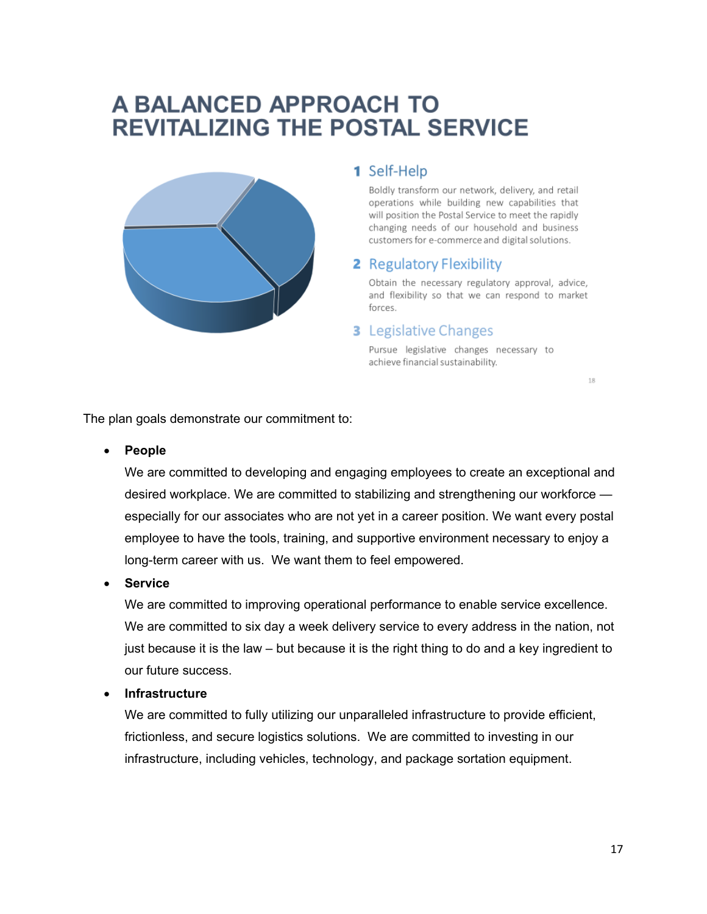# A BALANCED APPROACH TO REVITALIZING THE POSTAL SERVICE

### 1 Self-Help

Boldly transform our network, delivery, and retail operations while building new capabilities that will position the Postal Service to meet the rapidly changing needs of our household and business customers for e-commerce and digital solutions.

### 2 Regulatory Flexibility

Obtain the necessary regulatory approval, advice, and flexibility so that we can respond to market forces.

### 3 Legislative Changes

Pursue legislative changes necessary to achieve financial sustainability.

The plan goals demonstrate our commitment to:

- **People**
  We are committed to developing and engaging employees to create an exceptional and desired workplace. We are committed to stabilizing and strengthening our workforce — especially for our associates who are not yet in a career position. We want every postal employee to have the tools, training, and supportive environment necessary to enjoy a long-term career with us. We want them to feel empowered.
- **Service**
  We are committed to improving operational performance to enable service excellence. We are committed to six day a week delivery service to every address in the nation, not just because it is the law – but because it is the right thing to do and a key ingredient to our future success.
- **Infrastructure**
  We are committed to fully utilizing our unparalleled infrastructure to provide efficient, frictionless, and secure logistics solutions. We are committed to investing in our infrastructure, including vehicles, technology, and package sortation equipment.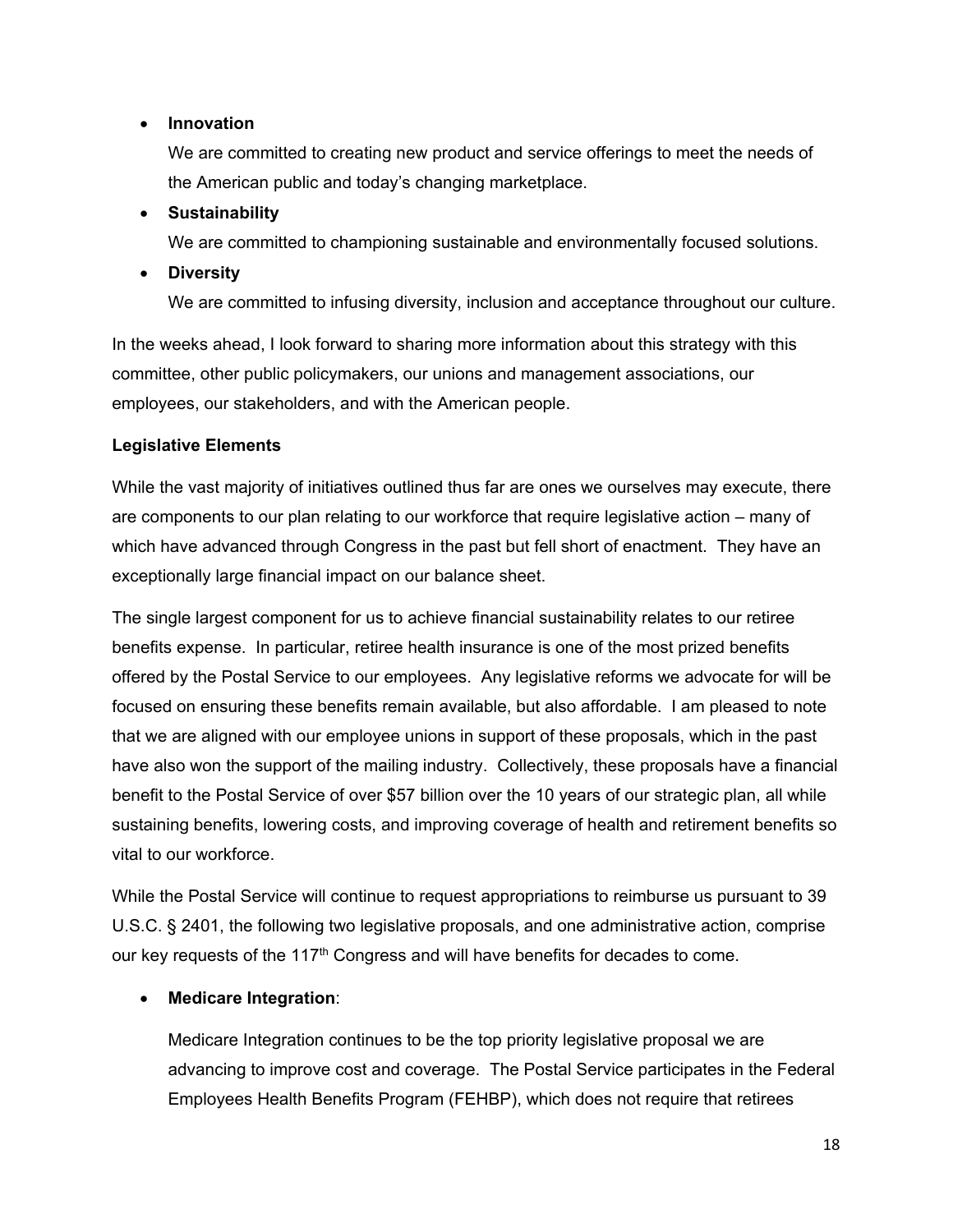- **Innovation**

  We are committed to creating new product and service offerings to meet the needs of the American public and today's changing marketplace.

- **Sustainability**

  We are committed to championing sustainable and environmentally focused solutions.

- **Diversity**

  We are committed to infusing diversity, inclusion and acceptance throughout our culture.

In the weeks ahead, I look forward to sharing more information about this strategy with this committee, other public policymakers, our unions and management associations, our employees, our stakeholders, and with the American people.

**Legislative Elements**

While the vast majority of initiatives outlined thus far are ones we ourselves may execute, there are components to our plan relating to our workforce that require legislative action – many of which have advanced through Congress in the past but fell short of enactment. They have an exceptionally large financial impact on our balance sheet.

The single largest component for us to achieve financial sustainability relates to our retiree benefits expense. In particular, retiree health insurance is one of the most prized benefits offered by the Postal Service to our employees. Any legislative reforms we advocate for will be focused on ensuring these benefits remain available, but also affordable. I am pleased to note that we are aligned with our employee unions in support of these proposals, which in the past have also won the support of the mailing industry. Collectively, these proposals have a financial benefit to the Postal Service of over $57 billion over the 10 years of our strategic plan, all while sustaining benefits, lowering costs, and improving coverage of health and retirement benefits so vital to our workforce.

While the Postal Service will continue to request appropriations to reimburse us pursuant to 39 U.S.C. § 2401, the following two legislative proposals, and one administrative action, comprise our key requests of the 117th Congress and will have benefits for decades to come.

- **Medicare Integration**:

  Medicare Integration continues to be the top priority legislative proposal we are advancing to improve cost and coverage. The Postal Service participates in the Federal Employees Health Benefits Program (FEHBP), which does not require that retirees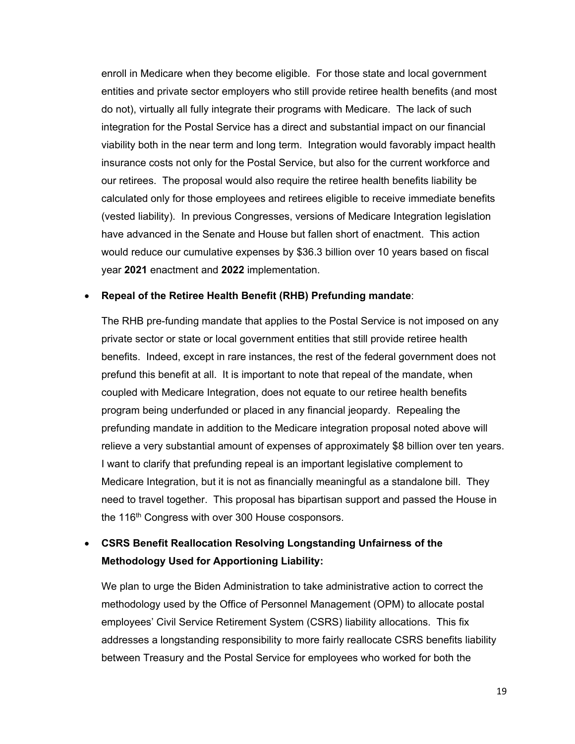enroll in Medicare when they become eligible. For those state and local government entities and private sector employers who still provide retiree health benefits (and most do not), virtually all fully integrate their programs with Medicare. The lack of such integration for the Postal Service has a direct and substantial impact on our financial viability both in the near term and long term. Integration would favorably impact health insurance costs not only for the Postal Service, but also for the current workforce and our retirees. The proposal would also require the retiree health benefits liability be calculated only for those employees and retirees eligible to receive immediate benefits (vested liability). In previous Congresses, versions of Medicare Integration legislation have advanced in the Senate and House but fallen short of enactment. This action would reduce our cumulative expenses by $36.3 billion over 10 years based on fiscal year **2021** enactment and **2022** implementation.

- **Repeal of the Retiree Health Benefit (RHB) Prefunding mandate**:

  The RHB pre-funding mandate that applies to the Postal Service is not imposed on any private sector or state or local government entities that still provide retiree health benefits. Indeed, except in rare instances, the rest of the federal government does not prefund this benefit at all. It is important to note that repeal of the mandate, when coupled with Medicare Integration, does not equate to our retiree health benefits program being underfunded or placed in any financial jeopardy. Repealing the prefunding mandate in addition to the Medicare integration proposal noted above will relieve a very substantial amount of expenses of approximately $8 billion over ten years. I want to clarify that prefunding repeal is an important legislative complement to Medicare Integration, but it is not as financially meaningful as a standalone bill. They need to travel together. This proposal has bipartisan support and passed the House in the 116th Congress with over 300 House cosponsors.

- **CSRS Benefit Reallocation Resolving Longstanding Unfairness of the Methodology Used for Apportioning Liability:**

  We plan to urge the Biden Administration to take administrative action to correct the methodology used by the Office of Personnel Management (OPM) to allocate postal employees' Civil Service Retirement System (CSRS) liability allocations. This fix addresses a longstanding responsibility to more fairly reallocate CSRS benefits liability between Treasury and the Postal Service for employees who worked for both the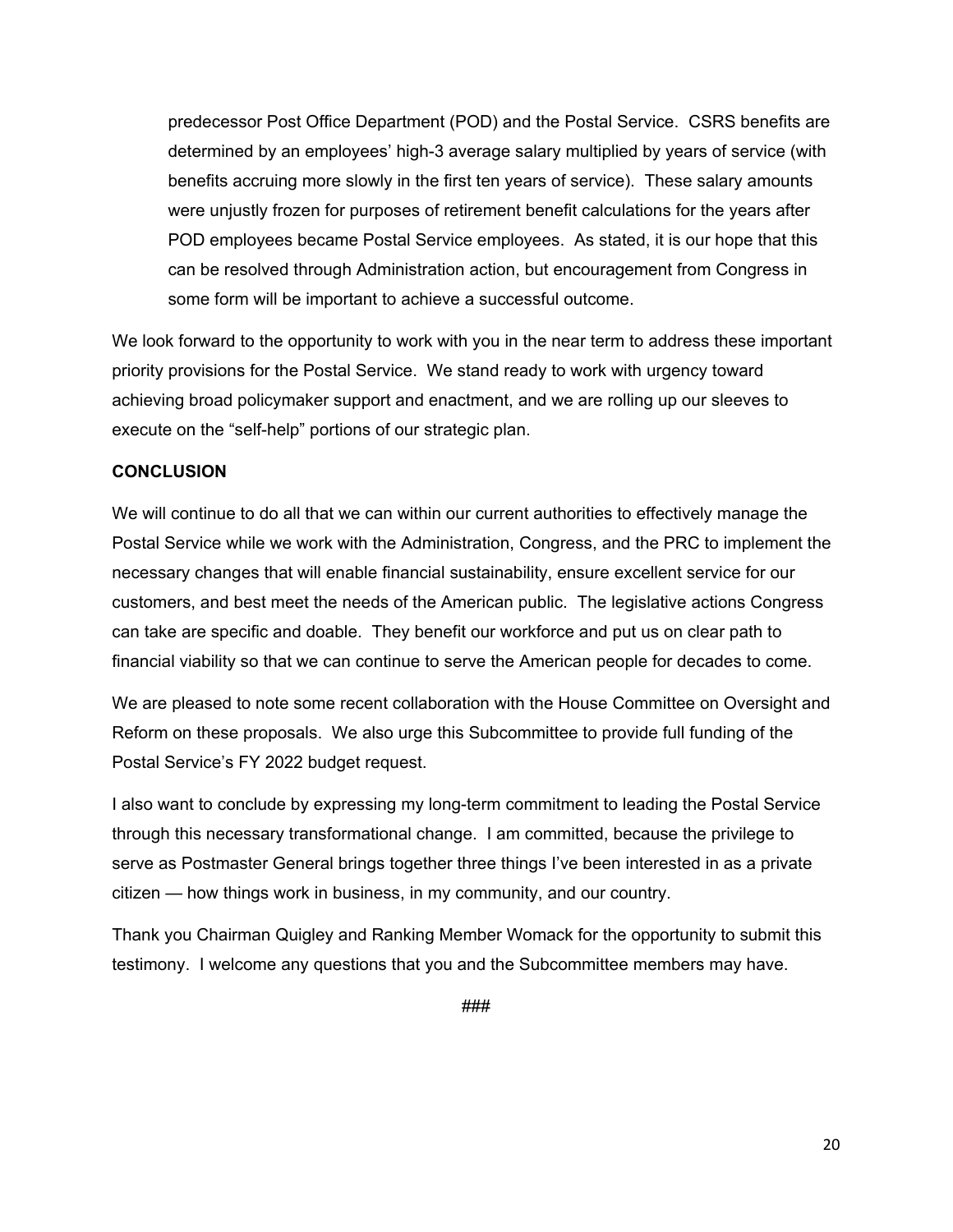predecessor Post Office Department (POD) and the Postal Service. CSRS benefits are determined by an employees' high-3 average salary multiplied by years of service (with benefits accruing more slowly in the first ten years of service). These salary amounts were unjustly frozen for purposes of retirement benefit calculations for the years after POD employees became Postal Service employees. As stated, it is our hope that this can be resolved through Administration action, but encouragement from Congress in some form will be important to achieve a successful outcome.

We look forward to the opportunity to work with you in the near term to address these important priority provisions for the Postal Service. We stand ready to work with urgency toward achieving broad policymaker support and enactment, and we are rolling up our sleeves to execute on the "self-help" portions of our strategic plan.

**CONCLUSION**

We will continue to do all that we can within our current authorities to effectively manage the Postal Service while we work with the Administration, Congress, and the PRC to implement the necessary changes that will enable financial sustainability, ensure excellent service for our customers, and best meet the needs of the American public. The legislative actions Congress can take are specific and doable. They benefit our workforce and put us on clear path to financial viability so that we can continue to serve the American people for decades to come.

We are pleased to note some recent collaboration with the House Committee on Oversight and Reform on these proposals. We also urge this Subcommittee to provide full funding of the Postal Service's FY 2022 budget request.

I also want to conclude by expressing my long-term commitment to leading the Postal Service through this necessary transformational change. I am committed, because the privilege to serve as Postmaster General brings together three things I've been interested in as a private citizen — how things work in business, in my community, and our country.

Thank you Chairman Quigley and Ranking Member Womack for the opportunity to submit this testimony. I welcome any questions that you and the Subcommittee members may have.

###